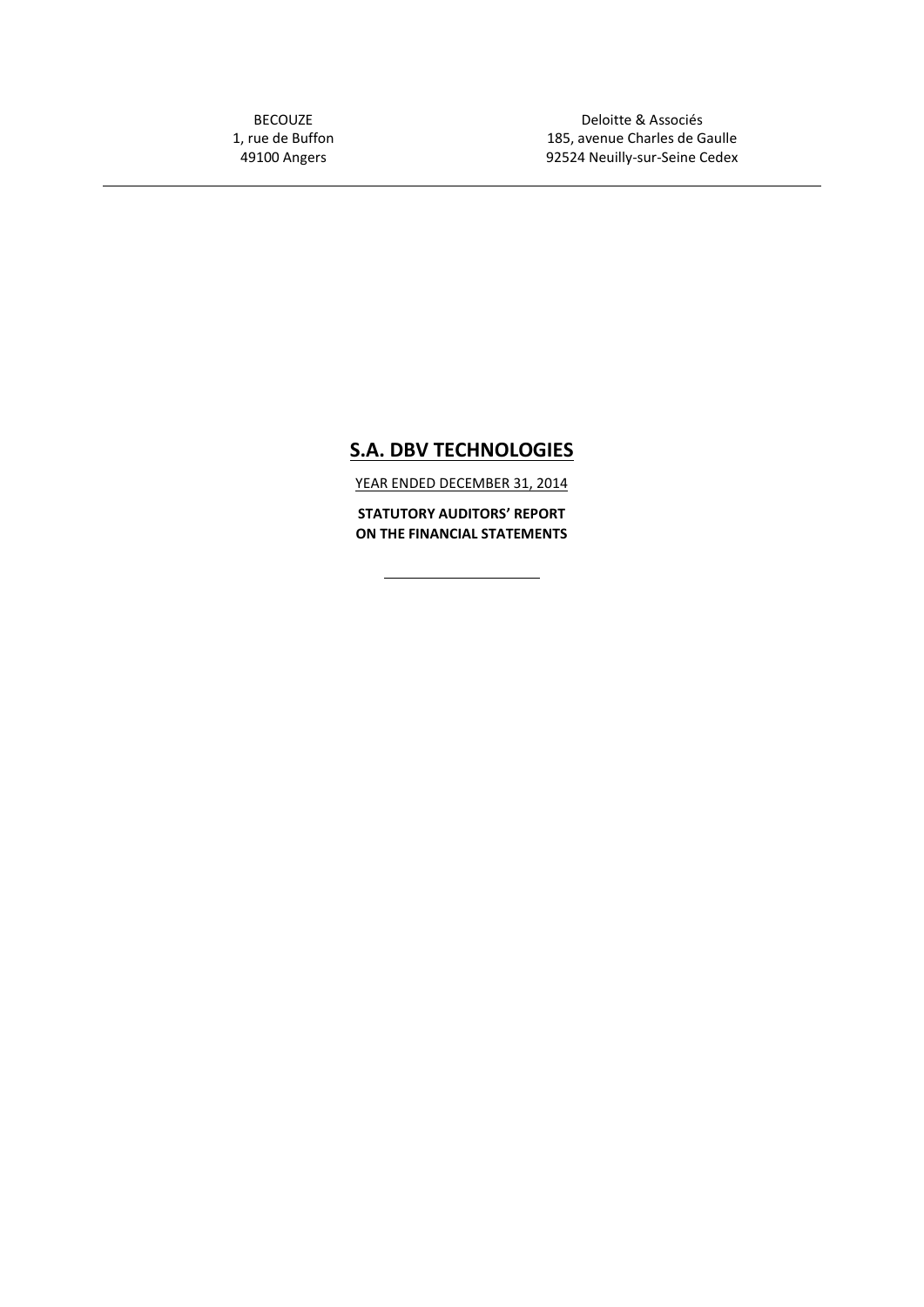BECOUZE
1, rue de Buffon
49100 Angers

Deloitte & Associés
185, avenue Charles de Gaulle
92524 Neuilly-sur-Seine Cedex

---

# S.A. DBV TECHNOLOGIES

YEAR ENDED DECEMBER 31, 2014

**STATUTORY AUDITORS' REPORT**
**ON THE FINANCIAL STATEMENTS**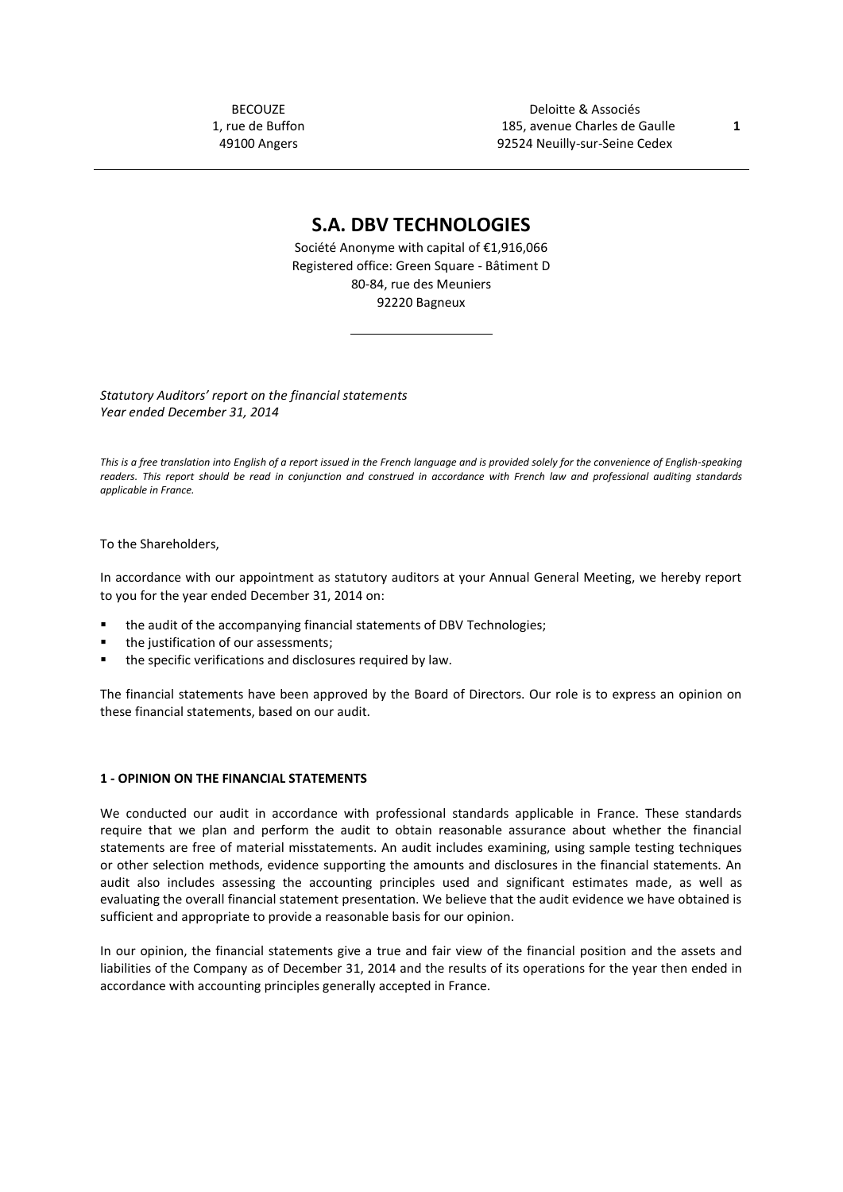BECOUZE
1, rue de Buffon
49100 Angers

Deloitte & Associés
185, avenue Charles de Gaulle
92524 Neuilly-sur-Seine Cedex

# S.A. DBV TECHNOLOGIES

Société Anonyme with capital of €1,916,066
Registered office: Green Square - Bâtiment D
80-84, rue des Meuniers
92220 Bagneux

*Statutory Auditors' report on the financial statements*
*Year ended December 31, 2014*

*This is a free translation into English of a report issued in the French language and is provided solely for the convenience of English-speaking readers. This report should be read in conjunction and construed in accordance with French law and professional auditing standards applicable in France.*

To the Shareholders,

In accordance with our appointment as statutory auditors at your Annual General Meeting, we hereby report to you for the year ended December 31, 2014 on:

- the audit of the accompanying financial statements of DBV Technologies;
- the justification of our assessments;
- the specific verifications and disclosures required by law.

The financial statements have been approved by the Board of Directors. Our role is to express an opinion on these financial statements, based on our audit.

**1 - OPINION ON THE FINANCIAL STATEMENTS**

We conducted our audit in accordance with professional standards applicable in France. These standards require that we plan and perform the audit to obtain reasonable assurance about whether the financial statements are free of material misstatements. An audit includes examining, using sample testing techniques or other selection methods, evidence supporting the amounts and disclosures in the financial statements. An audit also includes assessing the accounting principles used and significant estimates made, as well as evaluating the overall financial statement presentation. We believe that the audit evidence we have obtained is sufficient and appropriate to provide a reasonable basis for our opinion.

In our opinion, the financial statements give a true and fair view of the financial position and the assets and liabilities of the Company as of December 31, 2014 and the results of its operations for the year then ended in accordance with accounting principles generally accepted in France.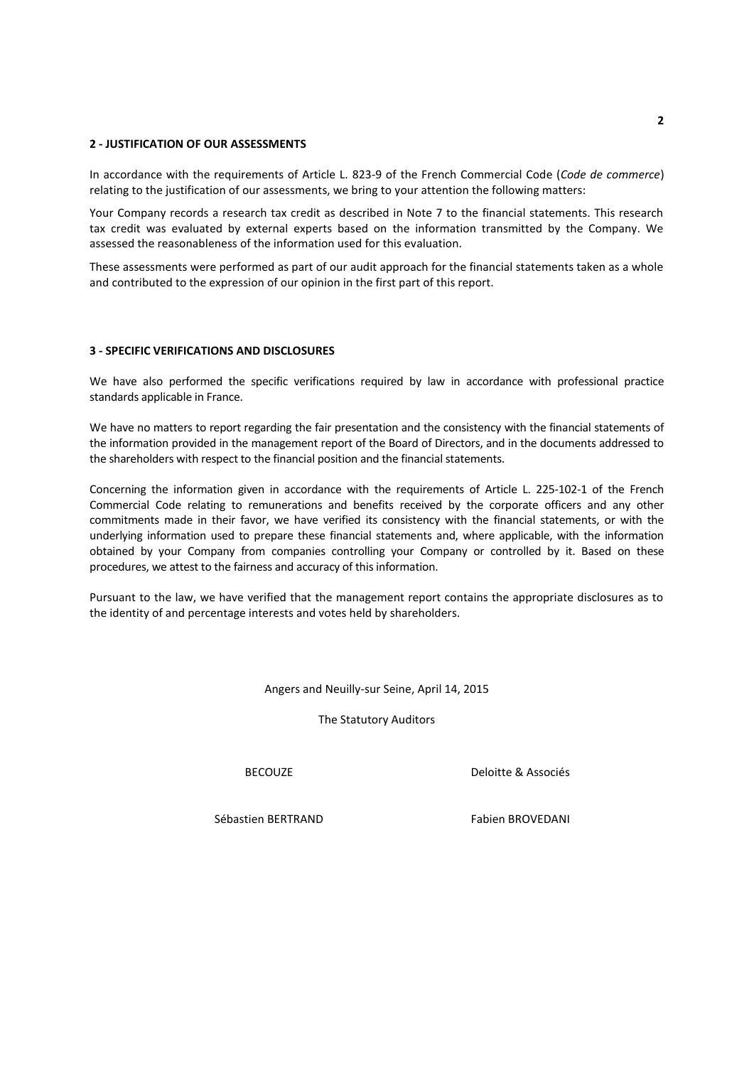## 2 - JUSTIFICATION OF OUR ASSESSMENTS

In accordance with the requirements of Article L. 823-9 of the French Commercial Code (*Code de commerce*) relating to the justification of our assessments, we bring to your attention the following matters:

Your Company records a research tax credit as described in Note 7 to the financial statements. This research tax credit was evaluated by external experts based on the information transmitted by the Company. We assessed the reasonableness of the information used for this evaluation.

These assessments were performed as part of our audit approach for the financial statements taken as a whole and contributed to the expression of our opinion in the first part of this report.

## 3 - SPECIFIC VERIFICATIONS AND DISCLOSURES

We have also performed the specific verifications required by law in accordance with professional practice standards applicable in France.

We have no matters to report regarding the fair presentation and the consistency with the financial statements of the information provided in the management report of the Board of Directors, and in the documents addressed to the shareholders with respect to the financial position and the financial statements.

Concerning the information given in accordance with the requirements of Article L. 225-102-1 of the French Commercial Code relating to remunerations and benefits received by the corporate officers and any other commitments made in their favor, we have verified its consistency with the financial statements, or with the underlying information used to prepare these financial statements and, where applicable, with the information obtained by your Company from companies controlling your Company or controlled by it. Based on these procedures, we attest to the fairness and accuracy of this information.

Pursuant to the law, we have verified that the management report contains the appropriate disclosures as to the identity of and percentage interests and votes held by shareholders.

Angers and Neuilly-sur Seine, April 14, 2015

The Statutory Auditors

BECOUZE

Sébastien BERTRAND

Deloitte & Associés

Fabien BROVEDANI